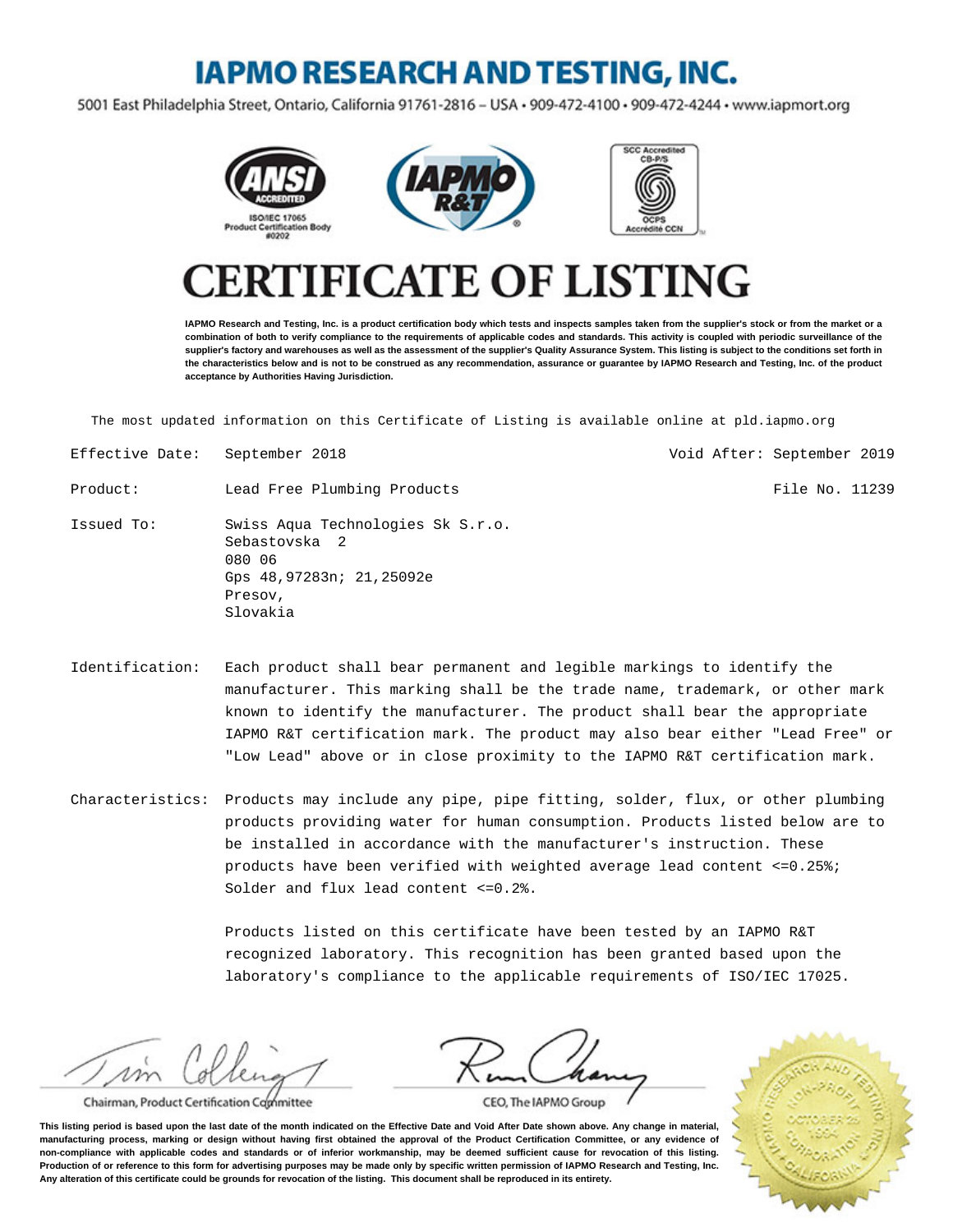# IAPMO RESEARCH AND TESTING, INC.

5001 East Philadelphia Street, Ontario, California 91761-2816 – USA • 909-472-4100 • 909-472-4244 • www.iapmort.org

ANSI ACCREDITED ISO/IEC 17065 Product Certification Body #0202

IAPMO R&T

SCC Accredited CB-P/S OCPS Accrédité CCN

# CERTIFICATE OF LISTING

**IAPMO Research and Testing, Inc. is a product certification body which tests and inspects samples taken from the supplier's stock or from the market or a combination of both to verify compliance to the requirements of applicable codes and standards. This activity is coupled with periodic surveillance of the supplier's factory and warehouses as well as the assessment of the supplier's Quality Assurance System. This listing is subject to the conditions set forth in the characteristics below and is not to be construed as any recommendation, assurance or guarantee by IAPMO Research and Testing, Inc. of the product acceptance by Authorities Having Jurisdiction.**

The most updated information on this Certificate of Listing is available online at pld.iapmo.org

**Effective Date:** September 2018

**Void After:** September 2019

**Product:** Lead Free Plumbing Products

**File No.** 11239

**Issued To:**
Swiss Aqua Technologies Sk S.r.o.
Sebastovska 2
080 06
Gps 48,97283n; 21,25092e
Presov,
Slovakia

**Identification:** Each product shall bear permanent and legible markings to identify the manufacturer. This marking shall be the trade name, trademark, or other mark known to identify the manufacturer. The product shall bear the appropriate IAPMO R&T certification mark. The product may also bear either "Lead Free" or "Low Lead" above or in close proximity to the IAPMO R&T certification mark.

**Characteristics:** Products may include any pipe, pipe fitting, solder, flux, or other plumbing products providing water for human consumption. Products listed below are to be installed in accordance with the manufacturer's instruction. These products have been verified with weighted average lead content <=0.25%; Solder and flux lead content <=0.2%.

Products listed on this certificate have been tested by an IAPMO R&T recognized laboratory. This recognition has been granted based upon the laboratory's compliance to the applicable requirements of ISO/IEC 17025.

Chairman, Product Certification Committee

CEO, The IAPMO Group

**This listing period is based upon the last date of the month indicated on the Effective Date and Void After Date shown above. Any change in material, manufacturing process, marking or design without having first obtained the approval of the Product Certification Committee, or any evidence of non-compliance with applicable codes and standards or of inferior workmanship, may be deemed sufficient cause for revocation of this listing. Production of or reference to this form for advertising purposes may be made only by specific written permission of IAPMO Research and Testing, Inc. Any alteration of this certificate could be grounds for revocation of the listing. This document shall be reproduced in its entirety.**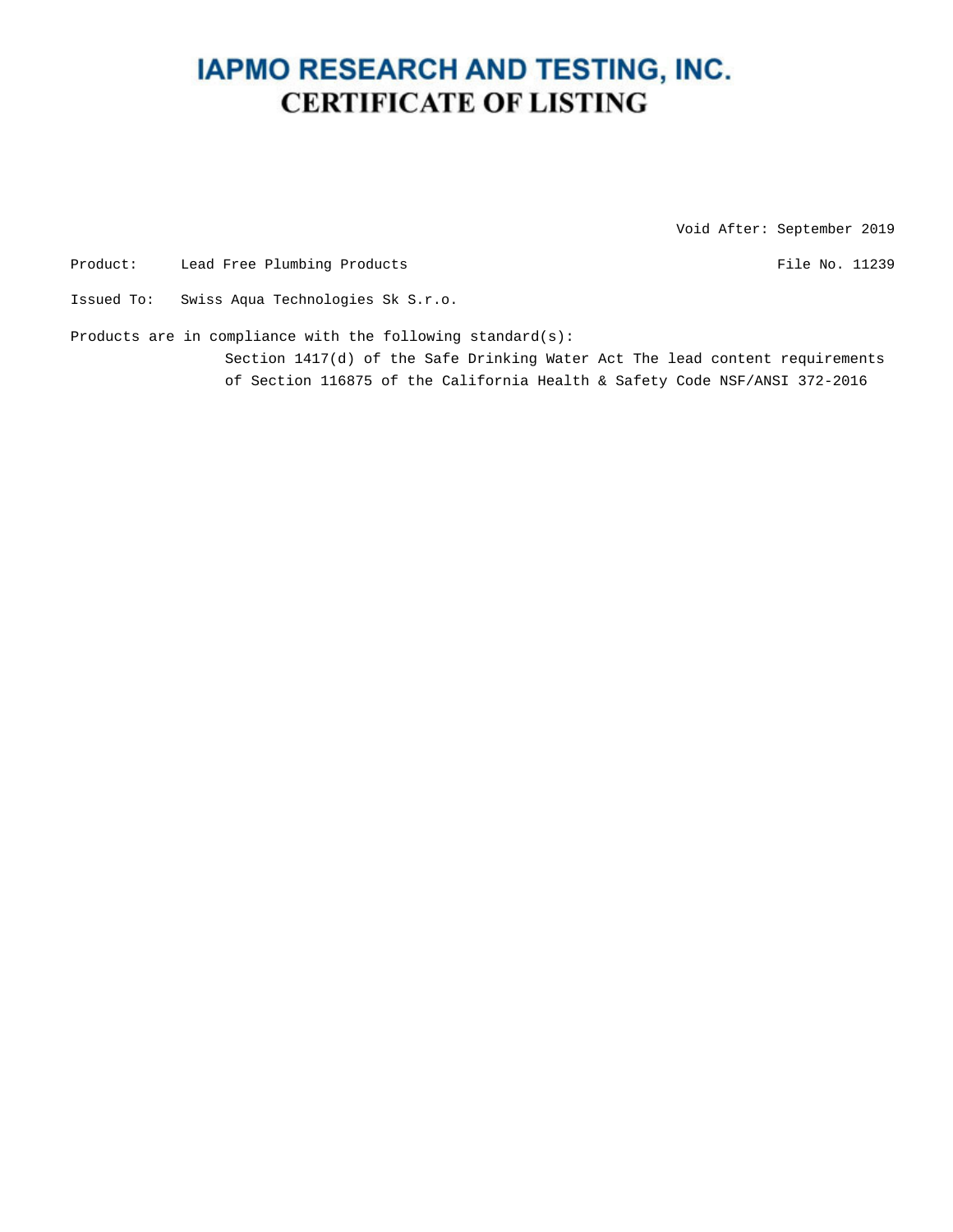# IAPMO RESEARCH AND TESTING, INC.

## CERTIFICATE OF LISTING

Void After: September 2019

Product: Lead Free Plumbing Products

File No. 11239

Issued To: Swiss Aqua Technologies Sk S.r.o.

Products are in compliance with the following standard(s):

Section 1417(d) of the Safe Drinking Water Act The lead content requirements of Section 116875 of the California Health & Safety Code NSF/ANSI 372-2016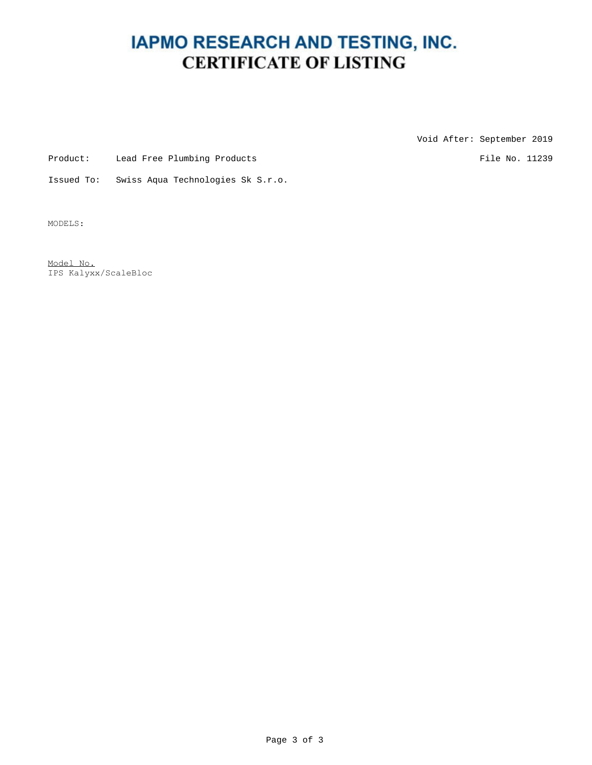# IAPMO RESEARCH AND TESTING, INC.
## CERTIFICATE OF LISTING

Void After: September 2019

Product: Lead Free Plumbing Products

File No. 11239

Issued To: Swiss Aqua Technologies Sk S.r.o.

MODELS:

Model No.
IPS Kalyxx/ScaleBloc